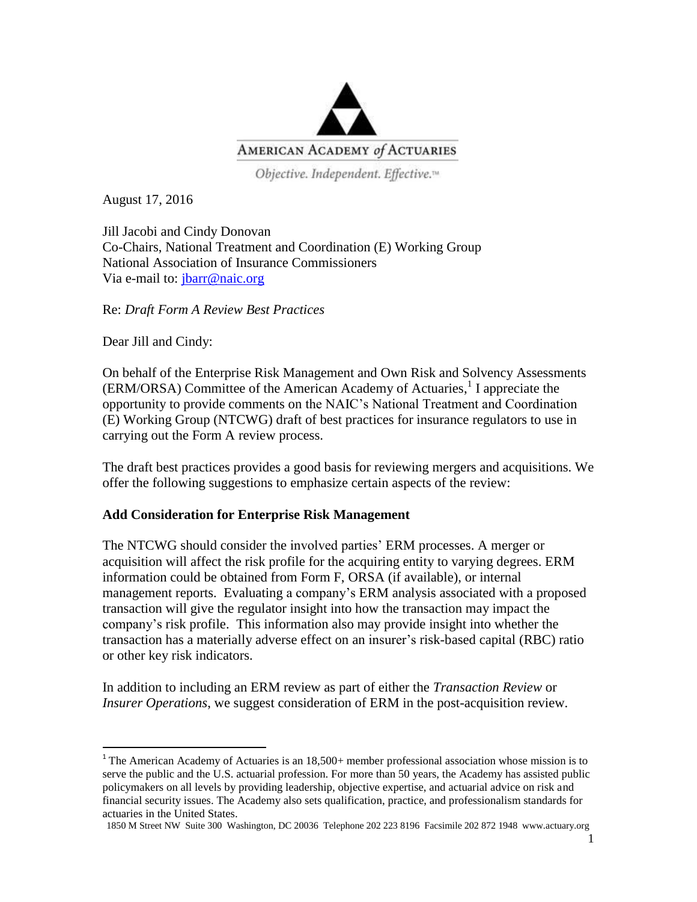AMERICAN ACADEMY *of* ACTUARIES

*Objective. Independent. Effective.™*

August 17, 2016

Jill Jacobi and Cindy Donovan
Co-Chairs, National Treatment and Coordination (E) Working Group
National Association of Insurance Commissioners
Via e-mail to: jbarr@naic.org

Re: *Draft Form A Review Best Practices*

Dear Jill and Cindy:

On behalf of the Enterprise Risk Management and Own Risk and Solvency Assessments (ERM/ORSA) Committee of the American Academy of Actuaries,[1] I appreciate the opportunity to provide comments on the NAIC's National Treatment and Coordination (E) Working Group (NTCWG) draft of best practices for insurance regulators to use in carrying out the Form A review process.

The draft best practices provides a good basis for reviewing mergers and acquisitions. We offer the following suggestions to emphasize certain aspects of the review:

**Add Consideration for Enterprise Risk Management**

The NTCWG should consider the involved parties' ERM processes. A merger or acquisition will affect the risk profile for the acquiring entity to varying degrees. ERM information could be obtained from Form F, ORSA (if available), or internal management reports. Evaluating a company's ERM analysis associated with a proposed transaction will give the regulator insight into how the transaction may impact the company's risk profile. This information also may provide insight into whether the transaction has a materially adverse effect on an insurer's risk-based capital (RBC) ratio or other key risk indicators.

In addition to including an ERM review as part of either the *Transaction Review* or *Insurer Operations*, we suggest consideration of ERM in the post-acquisition review.

[1] The American Academy of Actuaries is an 18,500+ member professional association whose mission is to serve the public and the U.S. actuarial profession. For more than 50 years, the Academy has assisted public policymakers on all levels by providing leadership, objective expertise, and actuarial advice on risk and financial security issues. The Academy also sets qualification, practice, and professionalism standards for actuaries in the United States.

1850 M Street NW Suite 300 Washington, DC 20036 Telephone 202 223 8196 Facsimile 202 872 1948 www.actuary.org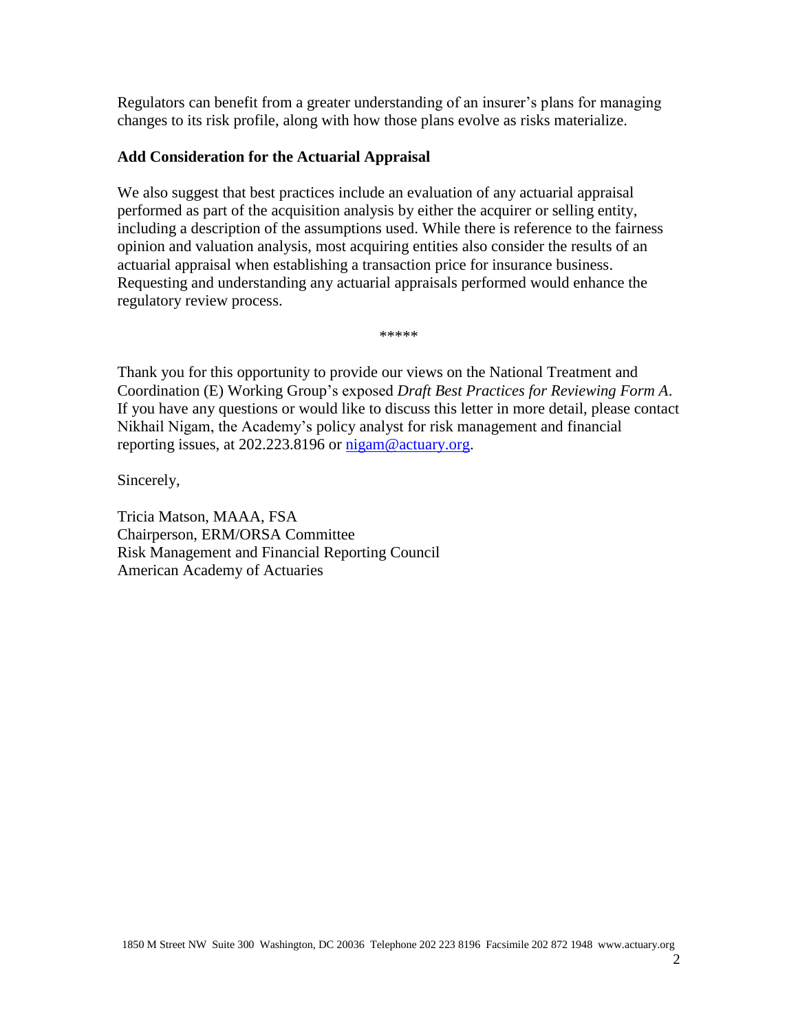Regulators can benefit from a greater understanding of an insurer's plans for managing changes to its risk profile, along with how those plans evolve as risks materialize.

**Add Consideration for the Actuarial Appraisal**

We also suggest that best practices include an evaluation of any actuarial appraisal performed as part of the acquisition analysis by either the acquirer or selling entity, including a description of the assumptions used. While there is reference to the fairness opinion and valuation analysis, most acquiring entities also consider the results of an actuarial appraisal when establishing a transaction price for insurance business. Requesting and understanding any actuarial appraisals performed would enhance the regulatory review process.

*****

Thank you for this opportunity to provide our views on the National Treatment and Coordination (E) Working Group's exposed *Draft Best Practices for Reviewing Form A*. If you have any questions or would like to discuss this letter in more detail, please contact Nikhail Nigam, the Academy's policy analyst for risk management and financial reporting issues, at 202.223.8196 or [nigam@actuary.org](mailto:nigam@actuary.org).

Sincerely,

Tricia Matson, MAAA, FSA
Chairperson, ERM/ORSA Committee
Risk Management and Financial Reporting Council
American Academy of Actuaries